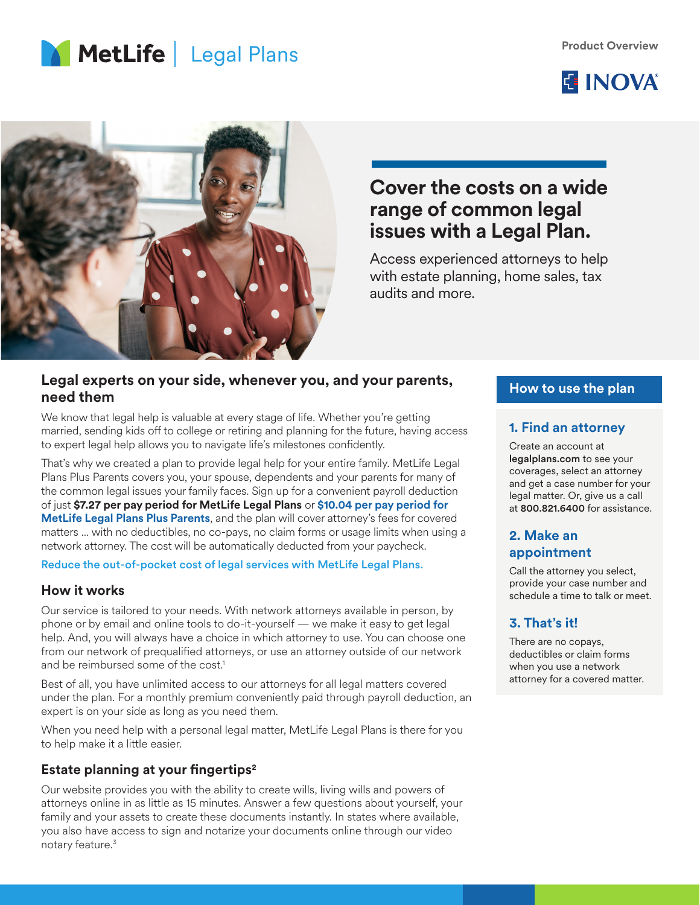MetLife | Legal Plans

Product Overview

INOVA

# Cover the costs on a wide range of common legal issues with a Legal Plan.

Access experienced attorneys to help with estate planning, home sales, tax audits and more.

## Legal experts on your side, whenever you, and your parents, need them

We know that legal help is valuable at every stage of life. Whether you're getting married, sending kids off to college or retiring and planning for the future, having access to expert legal help allows you to navigate life's milestones confidently.

That's why we created a plan to provide legal help for your entire family. MetLife Legal Plans Plus Parents covers you, your spouse, dependents and your parents for many of the common legal issues your family faces. Sign up for a convenient payroll deduction of just **$7.27 per pay period for MetLife Legal Plans** or **$10.04 per pay period for MetLife Legal Plans Plus Parents**, and the plan will cover attorney's fees for covered matters ... with no deductibles, no co-pays, no claim forms or usage limits when using a network attorney. The cost will be automatically deducted from your paycheck.

Reduce the out-of-pocket cost of legal services with MetLife Legal Plans.

### How it works

Our service is tailored to your needs. With network attorneys available in person, by phone or by email and online tools to do-it-yourself — we make it easy to get legal help. And, you will always have a choice in which attorney to use. You can choose one from our network of prequalified attorneys, or use an attorney outside of our network and be reimbursed some of the cost.[1]

Best of all, you have unlimited access to our attorneys for all legal matters covered under the plan. For a monthly premium conveniently paid through payroll deduction, an expert is on your side as long as you need them.

When you need help with a personal legal matter, MetLife Legal Plans is there for you to help make it a little easier.

### Estate planning at your fingertips[2]

Our website provides you with the ability to create wills, living wills and powers of attorneys online in as little as 15 minutes. Answer a few questions about yourself, your family and your assets to create these documents instantly. In states where available, you also have access to sign and notarize your documents online through our video notary feature.[3]

## How to use the plan

### 1. Find an attorney

Create an account at **legalplans.com** to see your coverages, select an attorney and get a case number for your legal matter. Or, give us a call at **800.821.6400** for assistance.

### 2. Make an appointment

Call the attorney you select, provide your case number and schedule a time to talk or meet.

### 3. That's it!

There are no copays, deductibles or claim forms when you use a network attorney for a covered matter.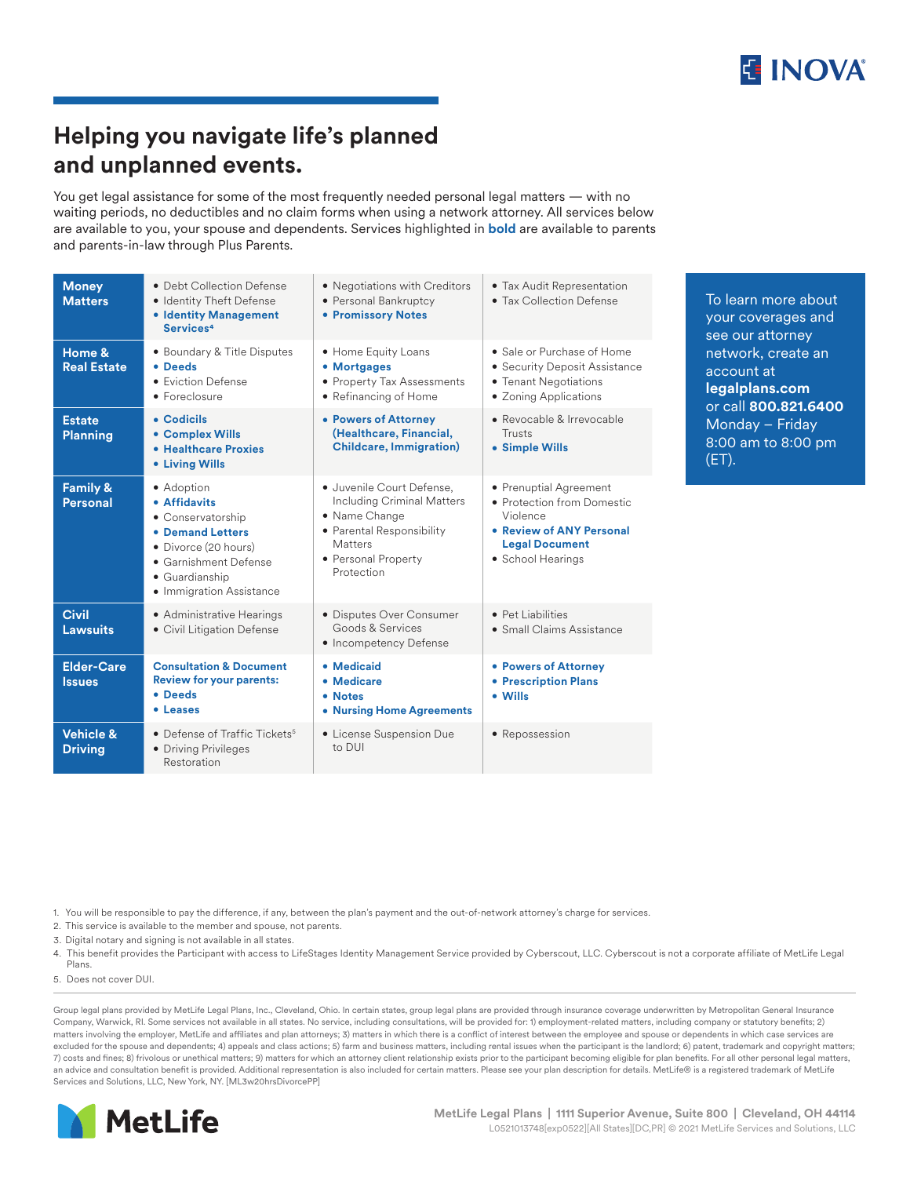## Helping you navigate life's planned and unplanned events.

You get legal assistance for some of the most frequently needed personal legal matters — with no waiting periods, no deductibles and no claim forms when using a network attorney. All services below are available to you, your spouse and dependents. Services highlighted in **bold** are available to parents and parents-in-law through Plus Parents.

| | | | |
|---|---|---|---|
| **Money Matters** | • Debt Collection Defense<br>• Identity Theft Defense<br>• **Identity Management Services**[4] | • Negotiations with Creditors<br>• Personal Bankruptcy<br>• **Promissory Notes** | • Tax Audit Representation<br>• Tax Collection Defense |
| **Home & Real Estate** | • Boundary & Title Disputes<br>• **Deeds**<br>• Eviction Defense<br>• Foreclosure | • Home Equity Loans<br>• **Mortgages**<br>• Property Tax Assessments<br>• Refinancing of Home | • Sale or Purchase of Home<br>• Security Deposit Assistance<br>• Tenant Negotiations<br>• Zoning Applications |
| **Estate Planning** | • **Codicils**<br>• **Complex Wills**<br>• **Healthcare Proxies**<br>• **Living Wills** | • **Powers of Attorney (Healthcare, Financial, Childcare, Immigration)** | • Revocable & Irrevocable Trusts<br>• **Simple Wills** |
| **Family & Personal** | • Adoption<br>• **Affidavits**<br>• Conservatorship<br>• **Demand Letters**<br>• Divorce (20 hours)<br>• Garnishment Defense<br>• Guardianship<br>• Immigration Assistance | • Juvenile Court Defense, Including Criminal Matters<br>• Name Change<br>• Parental Responsibility Matters<br>• Personal Property Protection | • Prenuptial Agreement<br>• Protection from Domestic Violence<br>• **Review of ANY Personal Legal Document**<br>• School Hearings |
| **Civil Lawsuits** | • Administrative Hearings<br>• Civil Litigation Defense | • Disputes Over Consumer Goods & Services<br>• Incompetency Defense | • Pet Liabilities<br>• Small Claims Assistance |
| **Elder-Care Issues** | **Consultation & Document Review for your parents:**<br>• **Deeds**<br>• **Leases** | • **Medicaid**<br>• **Medicare**<br>• **Notes**<br>• **Nursing Home Agreements** | • **Powers of Attorney**<br>• **Prescription Plans**<br>• **Wills** |
| **Vehicle & Driving** | • Defense of Traffic Tickets[5]<br>• Driving Privileges Restoration | • License Suspension Due to DUI | • Repossession |

To learn more about your coverages and see our attorney network, create an account at **legalplans.com** or call **800.821.6400** Monday – Friday 8:00 am to 8:00 pm (ET).

1. You will be responsible to pay the difference, if any, between the plan's payment and the out-of-network attorney's charge for services.
2. This service is available to the member and spouse, not parents.
3. Digital notary and signing is not available in all states.
4. This benefit provides the Participant with access to LifeStages Identity Management Service provided by Cyberscout, LLC. Cyberscout is not a corporate affiliate of MetLife Legal Plans.
5. Does not cover DUI.

Group legal plans provided by MetLife Legal Plans, Inc., Cleveland, Ohio. In certain states, group legal plans are provided through insurance coverage underwritten by Metropolitan General Insurance Company, Warwick, RI. Some services not available in all states. No service, including consultations, will be provided for: 1) employment-related matters, including company or statutory benefits; 2) matters involving the employer, MetLife and affiliates and plan attorneys; 3) matters in which there is a conflict of interest between the employee and spouse or dependents in which case services are excluded for the spouse and dependents; 4) appeals and class actions; 5) farm and business matters, including rental issues when the participant is the landlord; 6) patent, trademark and copyright matters; 7) costs and fines; 8) frivolous or unethical matters; 9) matters for which an attorney client relationship exists prior to the participant becoming eligible for plan benefits. For all other personal legal matters, an advice and consultation benefit is provided. Additional representation is also included for certain matters. Please see your plan description for details. MetLife® is a registered trademark of MetLife Services and Solutions, LLC, New York, NY. [ML3w20hrsDivorcePP]

MetLife Legal Plans | 1111 Superior Avenue, Suite 800 | Cleveland, OH 44114

L0521013748[exp0522][All States][DC,PR] © 2021 MetLife Services and Solutions, LLC